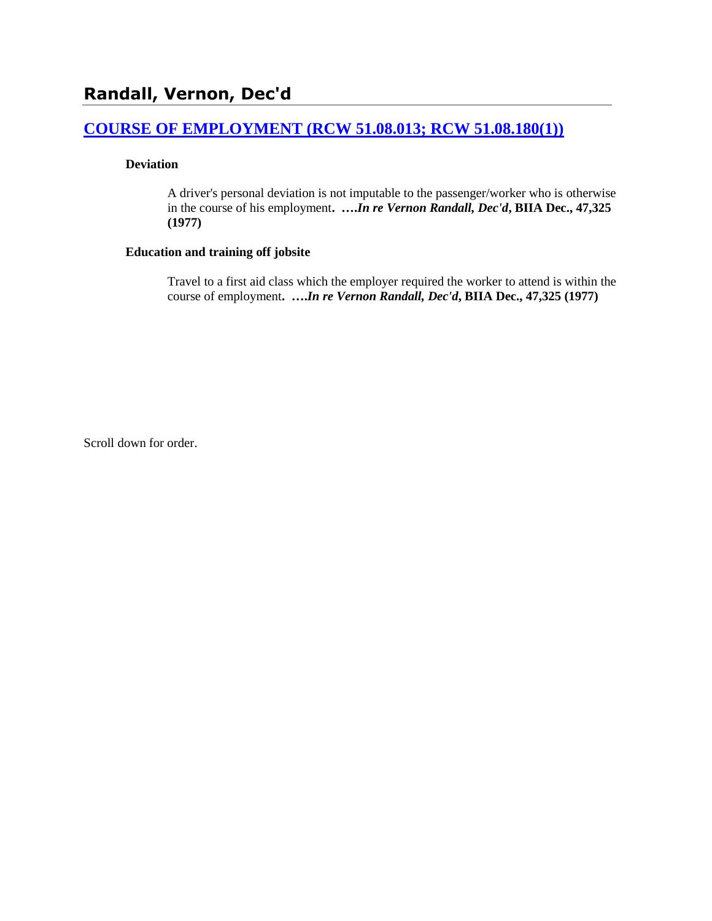## Randall, Vernon, Dec'd

### [COURSE OF EMPLOYMENT (RCW 51.08.013; RCW 51.08.180(1))]()

**Deviation**

A driver's personal deviation is not imputable to the passenger/worker who is otherwise in the course of his employment**. ….*In re Vernon Randall, Dec'd*, BIIA Dec., 47,325 (1977)**

**Education and training off jobsite**

Travel to a first aid class which the employer required the worker to attend is within the course of employment**. ….*In re Vernon Randall, Dec'd*, BIIA Dec., 47,325 (1977)**

Scroll down for order.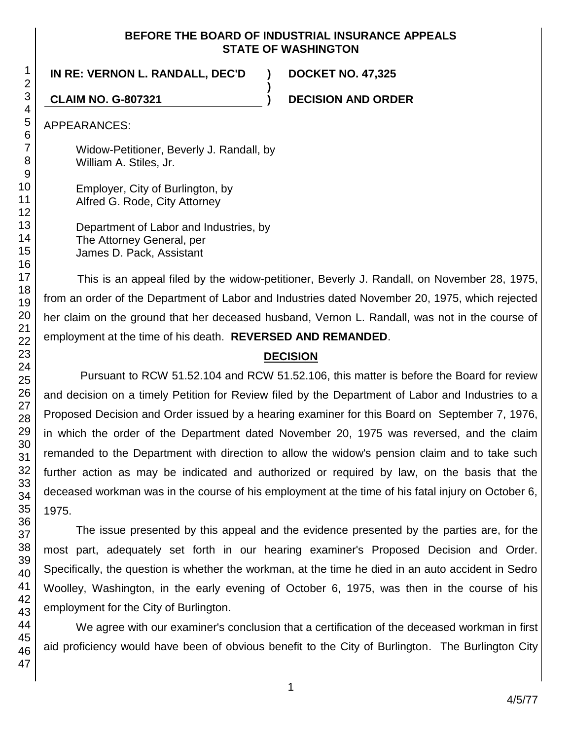**BEFORE THE BOARD OF INDUSTRIAL INSURANCE APPEALS STATE OF WASHINGTON**

**IN RE: VERNON L. RANDALL, DEC'D** ) **DOCKET NO. 47,325**
)
**CLAIM NO. G-807321** ) **DECISION AND ORDER**

APPEARANCES:

Widow-Petitioner, Beverly J. Randall, by William A. Stiles, Jr.

Employer, City of Burlington, by Alfred G. Rode, City Attorney

Department of Labor and Industries, by The Attorney General, per James D. Pack, Assistant

This is an appeal filed by the widow-petitioner, Beverly J. Randall, on November 28, 1975, from an order of the Department of Labor and Industries dated November 20, 1975, which rejected her claim on the ground that her deceased husband, Vernon L. Randall, was not in the course of employment at the time of his death. **REVERSED AND REMANDED**.

## DECISION

Pursuant to RCW 51.52.104 and RCW 51.52.106, this matter is before the Board for review and decision on a timely Petition for Review filed by the Department of Labor and Industries to a Proposed Decision and Order issued by a hearing examiner for this Board on September 7, 1976, in which the order of the Department dated November 20, 1975 was reversed, and the claim remanded to the Department with direction to allow the widow's pension claim and to take such further action as may be indicated and authorized or required by law, on the basis that the deceased workman was in the course of his employment at the time of his fatal injury on October 6, 1975.

The issue presented by this appeal and the evidence presented by the parties are, for the most part, adequately set forth in our hearing examiner's Proposed Decision and Order. Specifically, the question is whether the workman, at the time he died in an auto accident in Sedro Woolley, Washington, in the early evening of October 6, 1975, was then in the course of his employment for the City of Burlington.

We agree with our examiner's conclusion that a certification of the deceased workman in first aid proficiency would have been of obvious benefit to the City of Burlington. The Burlington City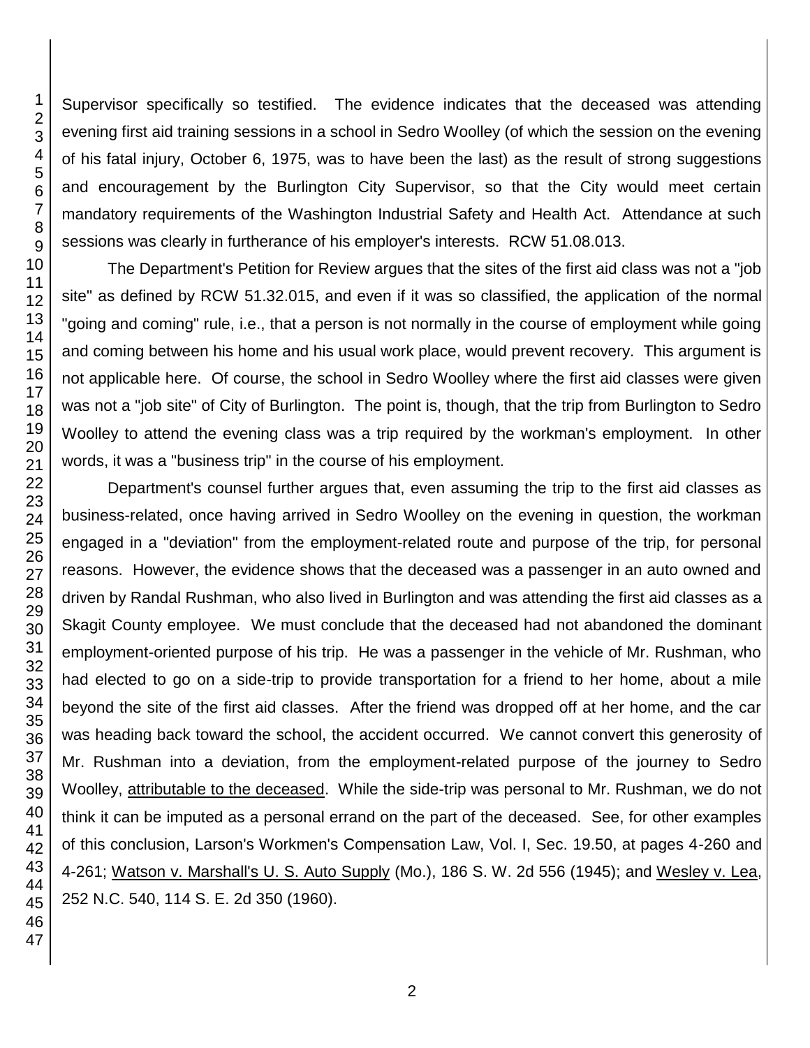Supervisor specifically so testified. The evidence indicates that the deceased was attending evening first aid training sessions in a school in Sedro Woolley (of which the session on the evening of his fatal injury, October 6, 1975, was to have been the last) as the result of strong suggestions and encouragement by the Burlington City Supervisor, so that the City would meet certain mandatory requirements of the Washington Industrial Safety and Health Act. Attendance at such sessions was clearly in furtherance of his employer's interests. RCW 51.08.013.

The Department's Petition for Review argues that the sites of the first aid class was not a "job site" as defined by RCW 51.32.015, and even if it was so classified, the application of the normal "going and coming" rule, i.e., that a person is not normally in the course of employment while going and coming between his home and his usual work place, would prevent recovery. This argument is not applicable here. Of course, the school in Sedro Woolley where the first aid classes were given was not a "job site" of City of Burlington. The point is, though, that the trip from Burlington to Sedro Woolley to attend the evening class was a trip required by the workman's employment. In other words, it was a "business trip" in the course of his employment.

Department's counsel further argues that, even assuming the trip to the first aid classes as business-related, once having arrived in Sedro Woolley on the evening in question, the workman engaged in a "deviation" from the employment-related route and purpose of the trip, for personal reasons. However, the evidence shows that the deceased was a passenger in an auto owned and driven by Randal Rushman, who also lived in Burlington and was attending the first aid classes as a Skagit County employee. We must conclude that the deceased had not abandoned the dominant employment-oriented purpose of his trip. He was a passenger in the vehicle of Mr. Rushman, who had elected to go on a side-trip to provide transportation for a friend to her home, about a mile beyond the site of the first aid classes. After the friend was dropped off at her home, and the car was heading back toward the school, the accident occurred. We cannot convert this generosity of Mr. Rushman into a deviation, from the employment-related purpose of the journey to Sedro Woolley, attributable to the deceased. While the side-trip was personal to Mr. Rushman, we do not think it can be imputed as a personal errand on the part of the deceased. See, for other examples of this conclusion, Larson's Workmen's Compensation Law, Vol. I, Sec. 19.50, at pages 4-260 and 4-261; Watson v. Marshall's U. S. Auto Supply (Mo.), 186 S. W. 2d 556 (1945); and Wesley v. Lea, 252 N.C. 540, 114 S. E. 2d 350 (1960).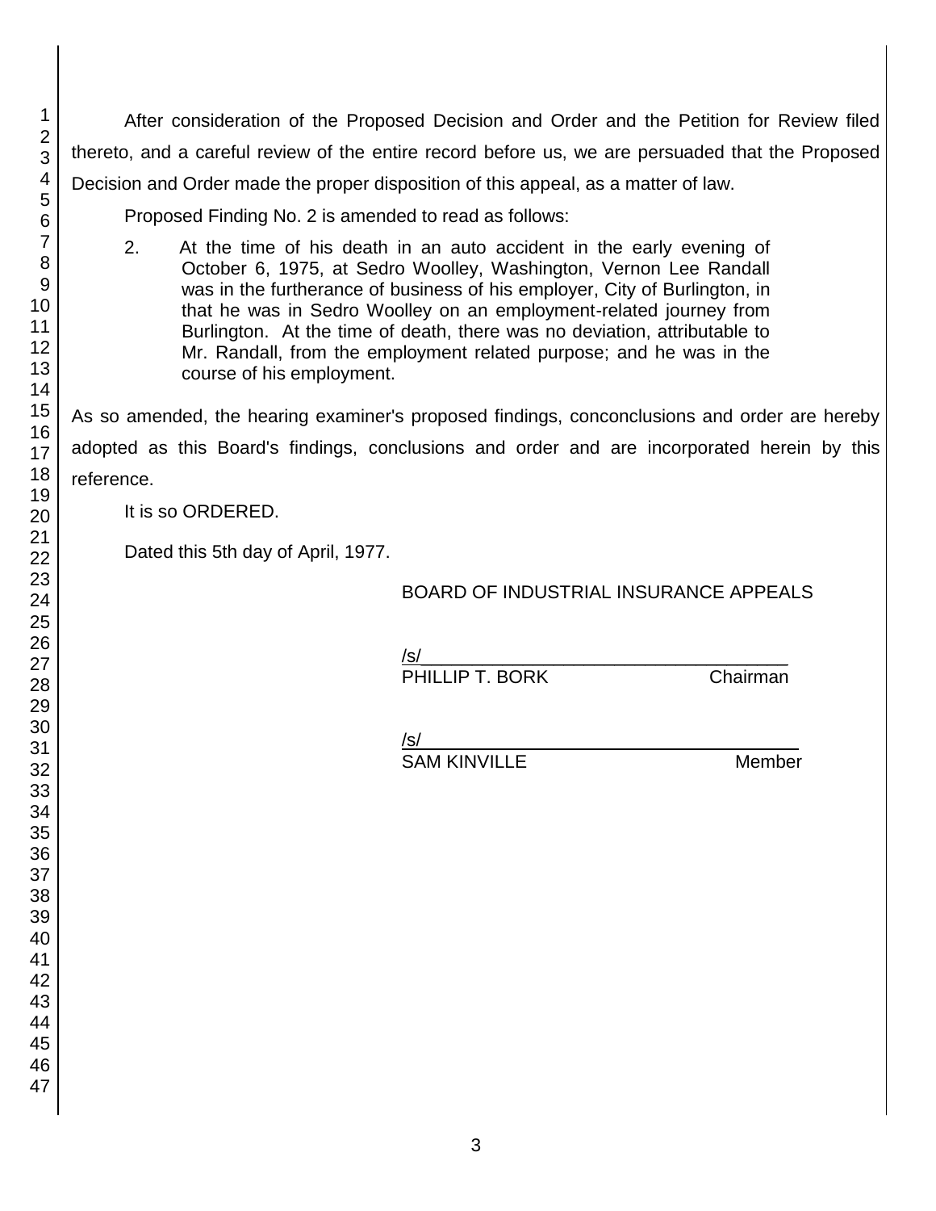After consideration of the Proposed Decision and Order and the Petition for Review filed thereto, and a careful review of the entire record before us, we are persuaded that the Proposed Decision and Order made the proper disposition of this appeal, as a matter of law.

Proposed Finding No. 2 is amended to read as follows:

> 2. At the time of his death in an auto accident in the early evening of October 6, 1975, at Sedro Woolley, Washington, Vernon Lee Randall was in the furtherance of business of his employer, City of Burlington, in that he was in Sedro Woolley on an employment-related journey from Burlington. At the time of death, there was no deviation, attributable to Mr. Randall, from the employment related purpose; and he was in the course of his employment.

As so amended, the hearing examiner's proposed findings, conconclusions and order are hereby adopted as this Board's findings, conclusions and order and are incorporated herein by this reference.

It is so ORDERED.

Dated this 5th day of April, 1977.

BOARD OF INDUSTRIAL INSURANCE APPEALS

/s/
PHILLIP T. BORK Chairman

/s/
SAM KINVILLE Member